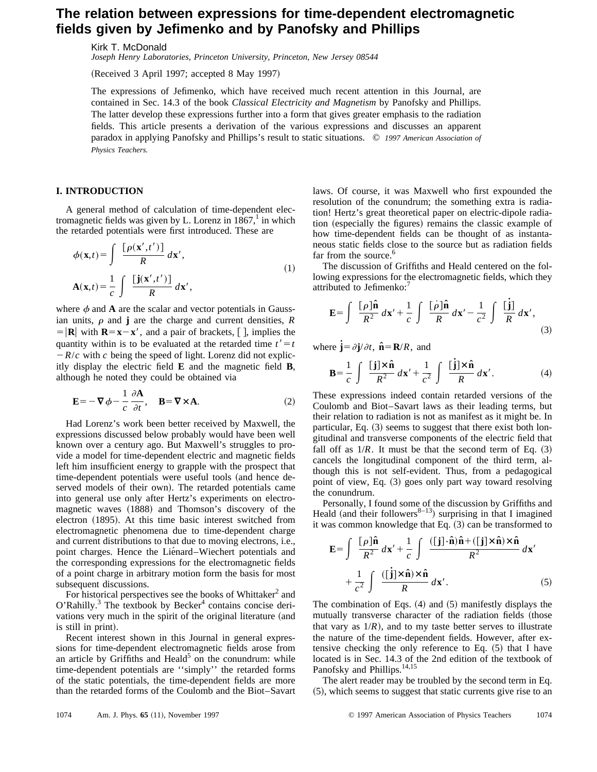# The relation between expressions for time-dependent electromagnetic fields given by Jefimenko and by Panofsky and Phillips

Kirk T. McDonald

*Joseph Henry Laboratories, Princeton University, Princeton, New Jersey 08544*

(Received 3 April 1997; accepted 8 May 1997)

The expressions of Jefimenko, which have received much recent attention in this Journal, are contained in Sec. 14.3 of the book *Classical Electricity and Magnetism* by Panofsky and Phillips. The latter develop these expressions further into a form that gives greater emphasis to the radiation fields. This article presents a derivation of the various expressions and discusses an apparent paradox in applying Panofsky and Phillips's result to static situations. © *1997 American Association of Physics Teachers.*

## I. INTRODUCTION

A general method of calculation of time-dependent electromagnetic fields was given by L. Lorenz in 1867,[1] in which the retarded potentials were first introduced. These are

$$\phi(\mathbf{x},t) = \int \frac{[\rho(\mathbf{x}',t')]}{R}\, d\mathbf{x}',$$
$$\mathbf{A}(\mathbf{x},t) = \frac{1}{c}\int \frac{[\mathbf{j}(\mathbf{x}',t')]}{R}\, d\mathbf{x}', \tag{1}$$

where $\phi$ and $\mathbf{A}$ are the scalar and vector potentials in Gaussian units, $\rho$ and $\mathbf{j}$ are the charge and current densities, $R = |\mathbf{R}|$ with $\mathbf{R} = \mathbf{x} - \mathbf{x}'$, and a pair of brackets, [ ], implies the quantity within is to be evaluated at the retarded time $t' = t - R/c$ with $c$ being the speed of light. Lorenz did not explicitly display the electric field $\mathbf{E}$ and the magnetic field $\mathbf{B}$, although he noted they could be obtained via

$$\mathbf{E} = -\boldsymbol{\nabla}\phi - \frac{1}{c}\frac{\partial \mathbf{A}}{\partial t}, \quad \mathbf{B} = \boldsymbol{\nabla} \times \mathbf{A}. \tag{2}$$

Had Lorenz's work been better received by Maxwell, the expressions discussed below probably would have been well known over a century ago. But Maxwell's struggles to provide a model for time-dependent electric and magnetic fields left him insufficient energy to grapple with the prospect that time-dependent potentials were useful tools (and hence deserved models of their own). The retarded potentials came into general use only after Hertz's experiments on electromagnetic waves (1888) and Thomson's discovery of the electron (1895). At this time basic interest switched from electromagnetic phenomena due to time-dependent charge and current distributions to that due to moving electrons, i.e., point charges. Hence the Liénard–Wiechert potentials and the corresponding expressions for the electromagnetic fields of a point charge in arbitrary motion form the basis for most subsequent discussions.

For historical perspectives see the books of Whittaker[2] and O'Rahilly.[3] The textbook by Becker[4] contains concise derivations very much in the spirit of the original literature (and is still in print).

Recent interest shown in this Journal in general expressions for time-dependent electromagnetic fields arose from an article by Griffiths and Heald[5] on the conundrum: while time-dependent potentials are "simply" the retarded forms of the static potentials, the time-dependent fields are more than the retarded forms of the Coulomb and the Biot–Savart laws. Of course, it was Maxwell who first expounded the resolution of the conundrum; the something extra is radiation! Hertz's great theoretical paper on electric-dipole radiation (especially the figures) remains the classic example of how time-dependent fields can be thought of as instantaneous static fields close to the source but as radiation fields far from the source.[6]

The discussion of Griffiths and Heald centered on the following expressions for the electromagnetic fields, which they attributed to Jefimenko:[7]

$$\mathbf{E} = \int \frac{[\rho]\hat{\mathbf{n}}}{R^2}\, d\mathbf{x}' + \frac{1}{c}\int \frac{[\dot{\rho}]\hat{\mathbf{n}}}{R}\, d\mathbf{x}' - \frac{1}{c^2}\int \frac{[\dot{\mathbf{j}}]}{R}\, d\mathbf{x}', \tag{3}$$

where $\dot{\mathbf{j}} = \partial \mathbf{j}/\partial t$, $\hat{\mathbf{n}} = \mathbf{R}/R$, and

$$\mathbf{B} = \frac{1}{c}\int \frac{[\mathbf{j}]\times\hat{\mathbf{n}}}{R^2}\, d\mathbf{x}' + \frac{1}{c^2}\int \frac{[\dot{\mathbf{j}}]\times\hat{\mathbf{n}}}{R}\, d\mathbf{x}'. \tag{4}$$

These expressions indeed contain retarded versions of the Coulomb and Biot–Savart laws as their leading terms, but their relation to radiation is not as manifest as it might be. In particular, Eq. (3) seems to suggest that there exist both longitudinal and transverse components of the electric field that fall off as $1/R$. It must be that the second term of Eq. (3) cancels the longitudinal component of the third term, although this is not self-evident. Thus, from a pedagogical point of view, Eq. (3) goes only part way toward resolving the conundrum.

Personally, I found some of the discussion by Griffiths and Heald (and their followers[8–13]) surprising in that I imagined it was common knowledge that Eq. (3) can be transformed to

$$\mathbf{E} = \int \frac{[\rho]\hat{\mathbf{n}}}{R^2}\, d\mathbf{x}' + \frac{1}{c}\int \frac{([\mathbf{j}]\cdot\hat{\mathbf{n}})\hat{\mathbf{n}} + ([\mathbf{j}]\times\hat{\mathbf{n}})\times\hat{\mathbf{n}}}{R^2}\, d\mathbf{x}'$$
$$+ \frac{1}{c^2}\int \frac{([\dot{\mathbf{j}}]\times\hat{\mathbf{n}})\times\hat{\mathbf{n}}}{R}\, d\mathbf{x}'. \tag{5}$$

The combination of Eqs. (4) and (5) manifestly displays the mutually transverse character of the radiation fields (those that vary as $1/R$), and to my taste better serves to illustrate the nature of the time-dependent fields. However, after extensive checking the only reference to Eq. (5) that I have located is in Sec. 14.3 of the 2nd edition of the textbook of Panofsky and Phillips.[14,15]

The alert reader may be troubled by the second term in Eq. (5), which seems to suggest that static currents give rise to an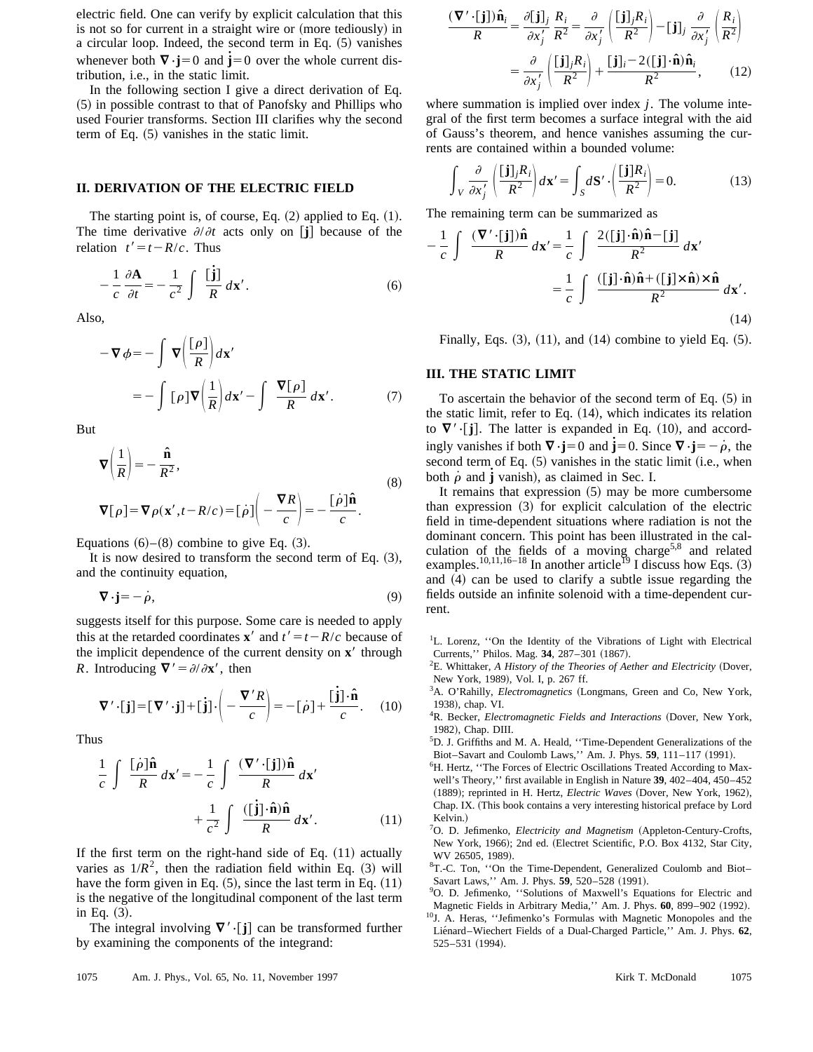electric field. One can verify by explicit calculation that this is not so for current in a straight wire or (more tediously) in a circular loop. Indeed, the second term in Eq. (5) vanishes whenever both $\nabla \cdot \mathbf{j}=0$ and $\dot{\mathbf{j}}=0$ over the whole current distribution, i.e., in the static limit.

In the following section I give a direct derivation of Eq. (5) in possible contrast to that of Panofsky and Phillips who used Fourier transforms. Section III clarifies why the second term of Eq. (5) vanishes in the static limit.

## II. DERIVATION OF THE ELECTRIC FIELD

The starting point is, of course, Eq. (2) applied to Eq. (1). The time derivative $\partial/\partial t$ acts only on $[\mathbf{j}]$ because of the relation $t' = t - R/c$. Thus

$$-\frac{1}{c}\frac{\partial \mathbf{A}}{\partial t} = -\frac{1}{c^2}\int \frac{[\dot{\mathbf{j}}]}{R}\, d\mathbf{x}'. \tag{6}$$

Also,

$$\begin{aligned}
-\nabla \phi &= -\int \nabla\left(\frac{[\rho]}{R}\right) d\mathbf{x}' \\
&= -\int [\rho] \nabla\left(\frac{1}{R}\right) d\mathbf{x}' - \int \frac{\nabla[\rho]}{R}\, d\mathbf{x}'.
\end{aligned} \tag{7}$$

But

$$\begin{aligned}
&\nabla\left(\frac{1}{R}\right) = -\frac{\hat{\mathbf{n}}}{R^2}, \\
&\nabla[\rho] = \nabla \rho(\mathbf{x}', t - R/c) = [\dot{\rho}]\left(-\frac{\nabla R}{c}\right) = -\frac{[\dot{\rho}]\hat{\mathbf{n}}}{c}.
\end{aligned} \tag{8}$$

Equations (6)–(8) combine to give Eq. (3).

It is now desired to transform the second term of Eq. (3), and the continuity equation,

$$\nabla \cdot \mathbf{j} = -\dot{\rho}, \tag{9}$$

suggests itself for this purpose. Some care is needed to apply this at the retarded coordinates $\mathbf{x}'$ and $t' = t - R/c$ because of the implicit dependence of the current density on $\mathbf{x}'$ through $R$. Introducing $\nabla' = \partial/\partial \mathbf{x}'$, then

$$\nabla' \cdot [\mathbf{j}] = [\nabla' \cdot \mathbf{j}] + [\dot{\mathbf{j}}] \cdot \left(-\frac{\nabla' R}{c}\right) = -[\dot{\rho}] + \frac{[\dot{\mathbf{j}}] \cdot \hat{\mathbf{n}}}{c}. \tag{10}$$

Thus

$$\begin{aligned}
\frac{1}{c}\int \frac{[\dot{\rho}]\hat{\mathbf{n}}}{R}\, d\mathbf{x}' = &-\frac{1}{c}\int \frac{(\nabla' \cdot [\mathbf{j}])\hat{\mathbf{n}}}{R}\, d\mathbf{x}' \\
&+ \frac{1}{c^2}\int \frac{([\dot{\mathbf{j}}] \cdot \hat{\mathbf{n}})\hat{\mathbf{n}}}{R}\, d\mathbf{x}'.
\end{aligned} \tag{11}$$

If the first term on the right-hand side of Eq. (11) actually varies as $1/R^2$, then the radiation field within Eq. (3) will have the form given in Eq. (5), since the last term in Eq. (11) is the negative of the longitudinal component of the last term in Eq. (3).

The integral involving $\nabla' \cdot [\mathbf{j}]$ can be transformed further by examining the components of the integrand:

$$\begin{aligned}
\frac{(\nabla' \cdot [\mathbf{j}])\hat{\mathbf{n}}_i}{R} &= \frac{\partial [\mathbf{j}]_j}{\partial x'_j}\frac{R_i}{R^2} = \frac{\partial}{\partial x'_j}\left(\frac{[\mathbf{j}]_j R_i}{R^2}\right) - [\mathbf{j}]_j \frac{\partial}{\partial x'_j}\left(\frac{R_i}{R^2}\right) \\
&= \frac{\partial}{\partial x'_j}\left(\frac{[\mathbf{j}]_j R_i}{R^2}\right) + \frac{[\mathbf{j}]_i - 2([\mathbf{j}] \cdot \hat{\mathbf{n}})\hat{\mathbf{n}}_i}{R^2},
\end{aligned} \tag{12}$$

where summation is implied over index $j$. The volume integral of the first term becomes a surface integral with the aid of Gauss's theorem, and hence vanishes assuming the currents are contained within a bounded volume:

$$\int_V \frac{\partial}{\partial x'_j}\left(\frac{[\mathbf{j}]_j R_i}{R^2}\right) d\mathbf{x}' = \int_S d\mathbf{S}' \cdot \left(\frac{[\mathbf{j}] R_i}{R^2}\right) = 0. \tag{13}$$

The remaining term can be summarized as

$$\begin{aligned}
-\frac{1}{c}\int \frac{(\nabla' \cdot [\mathbf{j}])\hat{\mathbf{n}}}{R}\, d\mathbf{x}' &= \frac{1}{c}\int \frac{2([\mathbf{j}] \cdot \hat{\mathbf{n}})\hat{\mathbf{n}} - [\mathbf{j}]}{R^2}\, d\mathbf{x}' \\
&= \frac{1}{c}\int \frac{([\mathbf{j}] \cdot \hat{\mathbf{n}})\hat{\mathbf{n}} + ([\mathbf{j}] \times \hat{\mathbf{n}}) \times \hat{\mathbf{n}}}{R^2}\, d\mathbf{x}'.
\end{aligned} \tag{14}$$

Finally, Eqs. (3), (11), and (14) combine to yield Eq. (5).

## III. THE STATIC LIMIT

To ascertain the behavior of the second term of Eq. (5) in the static limit, refer to Eq. (14), which indicates its relation to $\nabla' \cdot [\mathbf{j}]$. The latter is expanded in Eq. (10), and accordingly vanishes if both $\nabla \cdot \mathbf{j}=0$ and $\dot{\mathbf{j}}=0$. Since $\nabla \cdot \mathbf{j} = -\dot{\rho}$, the second term of Eq. (5) vanishes in the static limit (i.e., when both $\dot{\rho}$ and $\dot{\mathbf{j}}$ vanish), as claimed in Sec. I.

It remains that expression (5) may be more cumbersome than expression (3) for explicit calculation of the electric field in time-dependent situations where radiation is not the dominant concern. This point has been illustrated in the calculation of the fields of a moving charge[5,8] and related examples.[10,11,16–18] In another article[19] I discuss how Eqs. (3) and (4) can be used to clarify a subtle issue regarding the fields outside an infinite solenoid with a time-dependent current.

[1] L. Lorenz, "On the Identity of the Vibrations of Light with Electrical Currents," Philos. Mag. **34**, 287–301 (1867).

[2] E. Whittaker, *A History of the Theories of Aether and Electricity* (Dover, New York, 1989), Vol. I, p. 267 ff.

[3] A. O'Rahilly, *Electromagnetics* (Longmans, Green and Co, New York, 1938), chap. VI.

[4] R. Becker, *Electromagnetic Fields and Interactions* (Dover, New York, 1982), Chap. DIII.

[5] D. J. Griffiths and M. A. Heald, "Time-Dependent Generalizations of the Biot–Savart and Coulomb Laws," Am. J. Phys. **59**, 111–117 (1991).

[6] H. Hertz, "The Forces of Electric Oscillations Treated According to Maxwell's Theory," first available in English in Nature **39**, 402–404, 450–452 (1889); reprinted in H. Hertz, *Electric Waves* (Dover, New York, 1962), Chap. IX. (This book contains a very interesting historical preface by Lord Kelvin.)

[7] O. D. Jefimenko, *Electricity and Magnetism* (Appleton-Century-Crofts, New York, 1966); 2nd ed. (Electret Scientific, P.O. Box 4132, Star City, WV 26505, 1989).

[8] T.-C. Ton, "On the Time-Dependent, Generalized Coulomb and Biot–Savart Laws," Am. J. Phys. **59**, 520–528 (1991).

[9] O. D. Jefimenko, "Solutions of Maxwell's Equations for Electric and Magnetic Fields in Arbitrary Media," Am. J. Phys. **60**, 899–902 (1992).

[10] J. A. Heras, "Jefimenko's Formulas with Magnetic Monopoles and the Liénard–Wiechert Fields of a Dual-Charged Particle," Am. J. Phys. **62**, 525–531 (1994).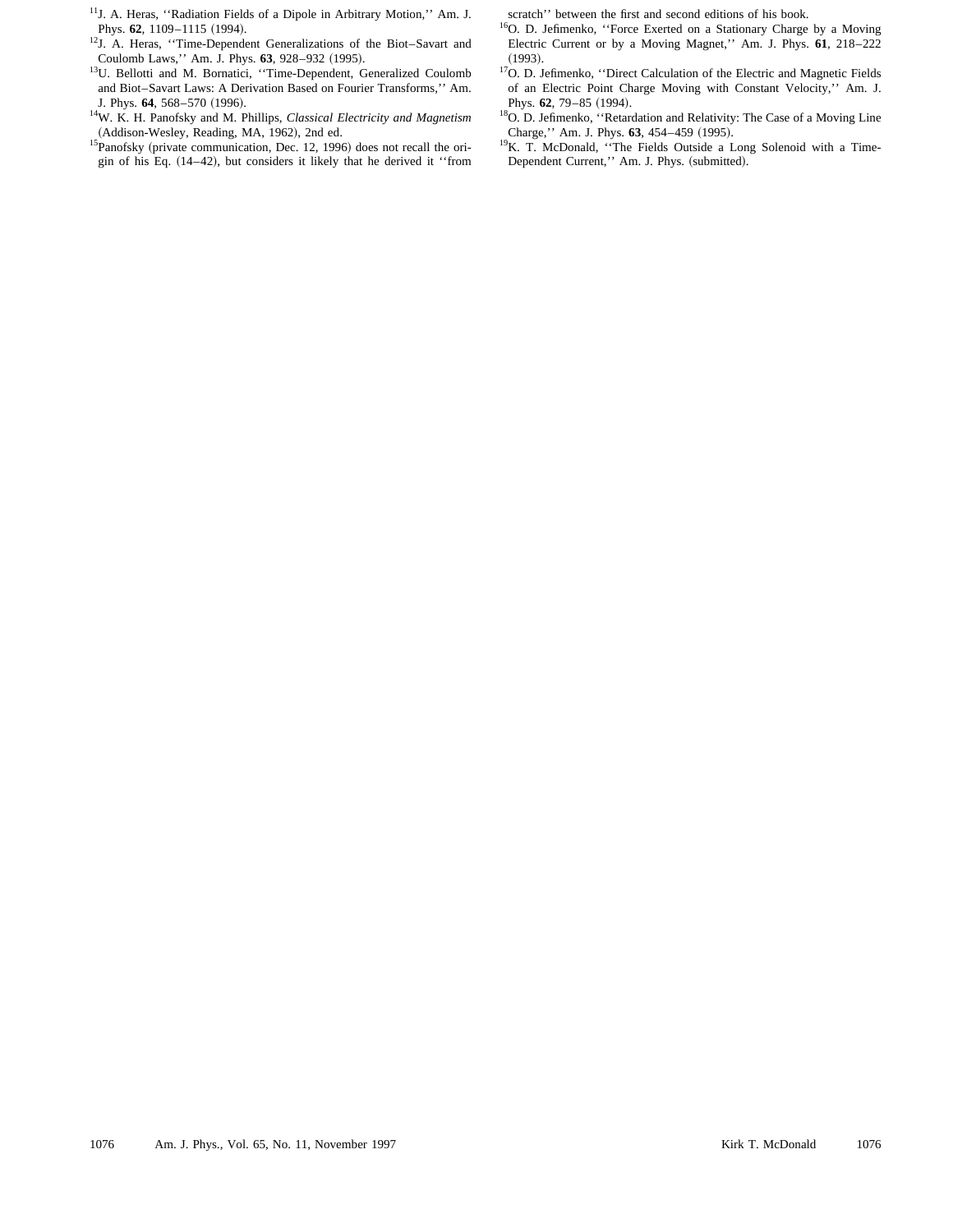[11] J. A. Heras, ''Radiation Fields of a Dipole in Arbitrary Motion,'' Am. J. Phys. **62**, 1109–1115 (1994).

[12] J. A. Heras, ''Time-Dependent Generalizations of the Biot–Savart and Coulomb Laws,'' Am. J. Phys. **63**, 928–932 (1995).

[13] U. Bellotti and M. Bornatici, ''Time-Dependent, Generalized Coulomb and Biot–Savart Laws: A Derivation Based on Fourier Transforms,'' Am. J. Phys. **64**, 568–570 (1996).

[14] W. K. H. Panofsky and M. Phillips, *Classical Electricity and Magnetism* (Addison-Wesley, Reading, MA, 1962), 2nd ed.

[15] Panofsky (private communication, Dec. 12, 1996) does not recall the origin of his Eq. (14–42), but considers it likely that he derived it ''from scratch'' between the first and second editions of his book.

[16] O. D. Jefimenko, ''Force Exerted on a Stationary Charge by a Moving Electric Current or by a Moving Magnet,'' Am. J. Phys. **61**, 218–222 (1993).

[17] O. D. Jefimenko, ''Direct Calculation of the Electric and Magnetic Fields of an Electric Point Charge Moving with Constant Velocity,'' Am. J. Phys. **62**, 79–85 (1994).

[18] O. D. Jefimenko, ''Retardation and Relativity: The Case of a Moving Line Charge,'' Am. J. Phys. **63**, 454–459 (1995).

[19] K. T. McDonald, ''The Fields Outside a Long Solenoid with a Time-Dependent Current,'' Am. J. Phys. (submitted).